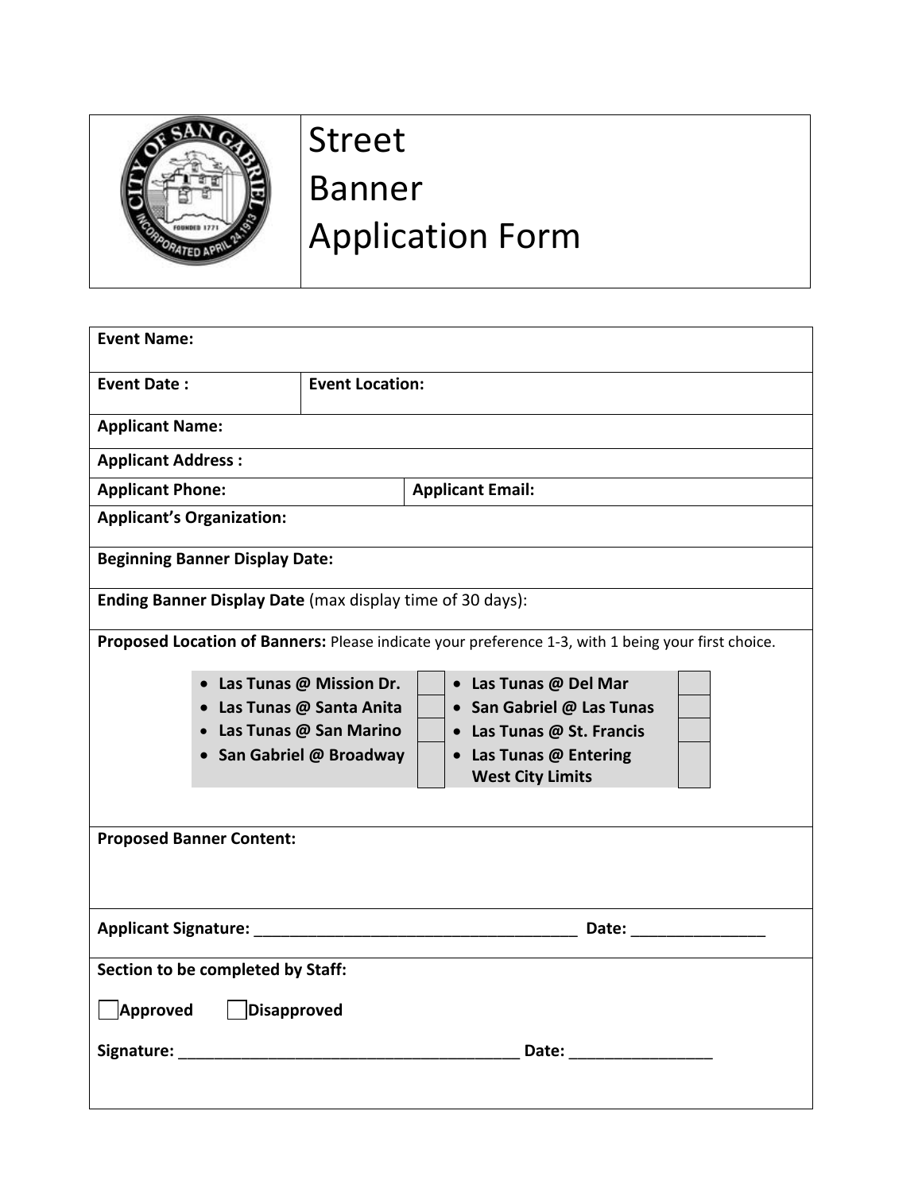# Street Banner Application Form

**Event Name:**

**Event Date :** | **Event Location:**

**Applicant Name:**

**Applicant Address :**

**Applicant Phone:** | **Applicant Email:**

**Applicant's Organization:**

**Beginning Banner Display Date:**

**Ending Banner Display Date** (max display time of 30 days):

**Proposed Location of Banners:** Please indicate your preference 1-3, with 1 being your first choice.

| Location | Preference | Location | Preference |
|---|---|---|---|
| **Las Tunas @ Mission Dr.** | | **Las Tunas @ Del Mar** | |
| **Las Tunas @ Santa Anita** | | **San Gabriel @ Las Tunas** | |
| **Las Tunas @ San Marino** | | **Las Tunas @ St. Francis** | |
| **San Gabriel @ Broadway** | | **Las Tunas @ Entering West City Limits** | |

**Proposed Banner Content:**

**Applicant Signature:** ______________________________________ **Date:** _______________

**Section to be completed by Staff:**

☐ **Approved** ☐ **Disapproved**

**Signature:** ________________________________________ **Date:** ________________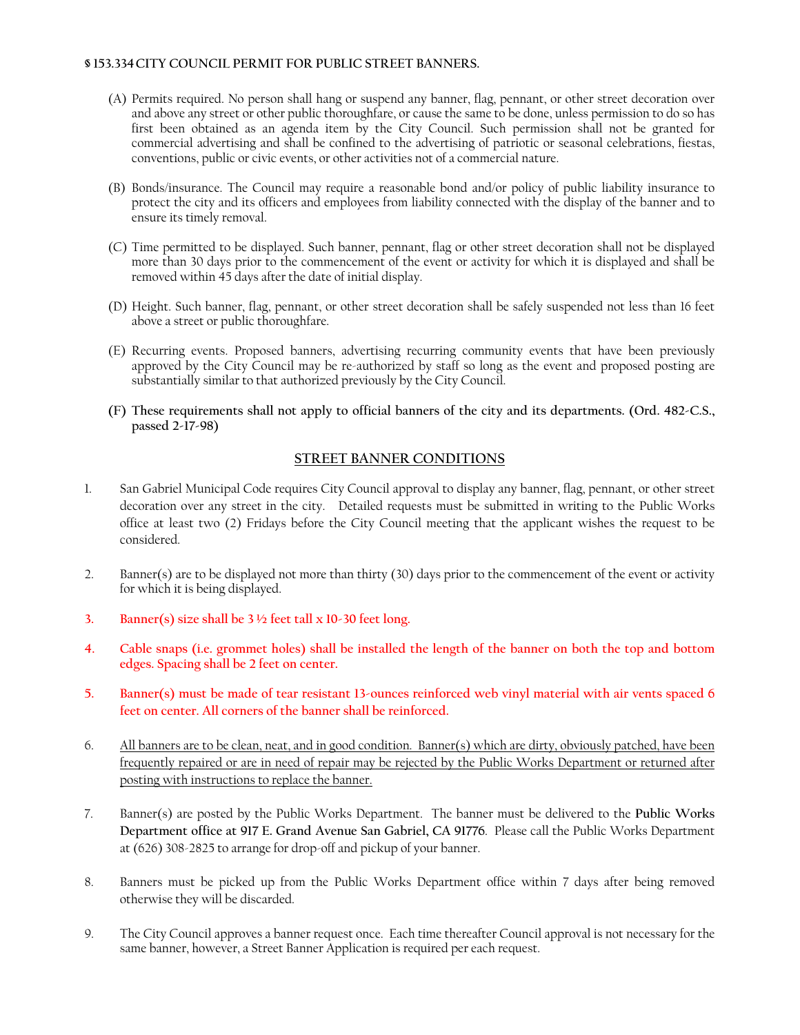**§ 153.334 CITY COUNCIL PERMIT FOR PUBLIC STREET BANNERS.**

(A) Permits required. No person shall hang or suspend any banner, flag, pennant, or other street decoration over and above any street or other public thoroughfare, or cause the same to be done, unless permission to do so has first been obtained as an agenda item by the City Council. Such permission shall not be granted for commercial advertising and shall be confined to the advertising of patriotic or seasonal celebrations, fiestas, conventions, public or civic events, or other activities not of a commercial nature.

(B) Bonds/insurance. The Council may require a reasonable bond and/or policy of public liability insurance to protect the city and its officers and employees from liability connected with the display of the banner and to ensure its timely removal.

(C) Time permitted to be displayed. Such banner, pennant, flag or other street decoration shall not be displayed more than 30 days prior to the commencement of the event or activity for which it is displayed and shall be removed within 45 days after the date of initial display.

(D) Height. Such banner, flag, pennant, or other street decoration shall be safely suspended not less than 16 feet above a street or public thoroughfare.

(E) Recurring events. Proposed banners, advertising recurring community events that have been previously approved by the City Council may be re-authorized by staff so long as the event and proposed posting are substantially similar to that authorized previously by the City Council.

**(F) These requirements shall not apply to official banners of the city and its departments. (Ord. 482-C.S., passed 2-17-98)**

## STREET BANNER CONDITIONS

1. San Gabriel Municipal Code requires City Council approval to display any banner, flag, pennant, or other street decoration over any street in the city. Detailed requests must be submitted in writing to the Public Works office at least two (2) Fridays before the City Council meeting that the applicant wishes the request to be considered.

2. Banner(s) are to be displayed not more than thirty (30) days prior to the commencement of the event or activity for which it is being displayed.

3. **Banner(s) size shall be 3 ½ feet tall x 10-30 feet long.**

4. **Cable snaps (i.e. grommet holes) shall be installed the length of the banner on both the top and bottom edges. Spacing shall be 2 feet on center.**

5. **Banner(s) must be made of tear resistant 13-ounces reinforced web vinyl material with air vents spaced 6 feet on center. All corners of the banner shall be reinforced.**

6. All banners are to be clean, neat, and in good condition. Banner(s) which are dirty, obviously patched, have been frequently repaired or are in need of repair may be rejected by the Public Works Department or returned after posting with instructions to replace the banner.

7. Banner(s) are posted by the Public Works Department. The banner must be delivered to the **Public Works Department office at 917 E. Grand Avenue San Gabriel, CA 91776**. Please call the Public Works Department at (626) 308-2825 to arrange for drop-off and pickup of your banner.

8. Banners must be picked up from the Public Works Department office within 7 days after being removed otherwise they will be discarded.

9. The City Council approves a banner request once. Each time thereafter Council approval is not necessary for the same banner, however, a Street Banner Application is required per each request.